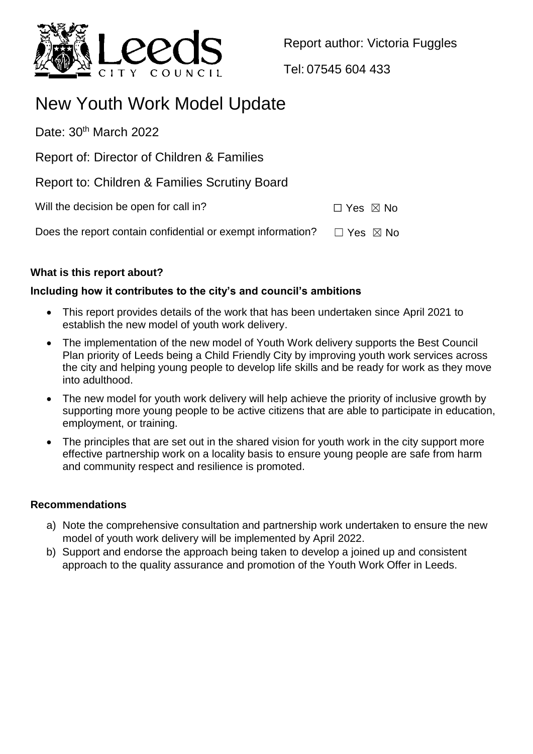Report author: Victoria Fuggles

Tel: 07545 604 433

# New Youth Work Model Update

Date: 30th March 2022

Report of: Director of Children & Families

Report to: Children & Families Scrutiny Board

Will the decision be open for call in? ☐ Yes ☒ No

Does the report contain confidential or exempt information? ☐ Yes ☒ No

**What is this report about?**

**Including how it contributes to the city's and council's ambitions**

- This report provides details of the work that has been undertaken since April 2021 to establish the new model of youth work delivery.
- The implementation of the new model of Youth Work delivery supports the Best Council Plan priority of Leeds being a Child Friendly City by improving youth work services across the city and helping young people to develop life skills and be ready for work as they move into adulthood.
- The new model for youth work delivery will help achieve the priority of inclusive growth by supporting more young people to be active citizens that are able to participate in education, employment, or training.
- The principles that are set out in the shared vision for youth work in the city support more effective partnership work on a locality basis to ensure young people are safe from harm and community respect and resilience is promoted.

**Recommendations**

a) Note the comprehensive consultation and partnership work undertaken to ensure the new model of youth work delivery will be implemented by April 2022.

b) Support and endorse the approach being taken to develop a joined up and consistent approach to the quality assurance and promotion of the Youth Work Offer in Leeds.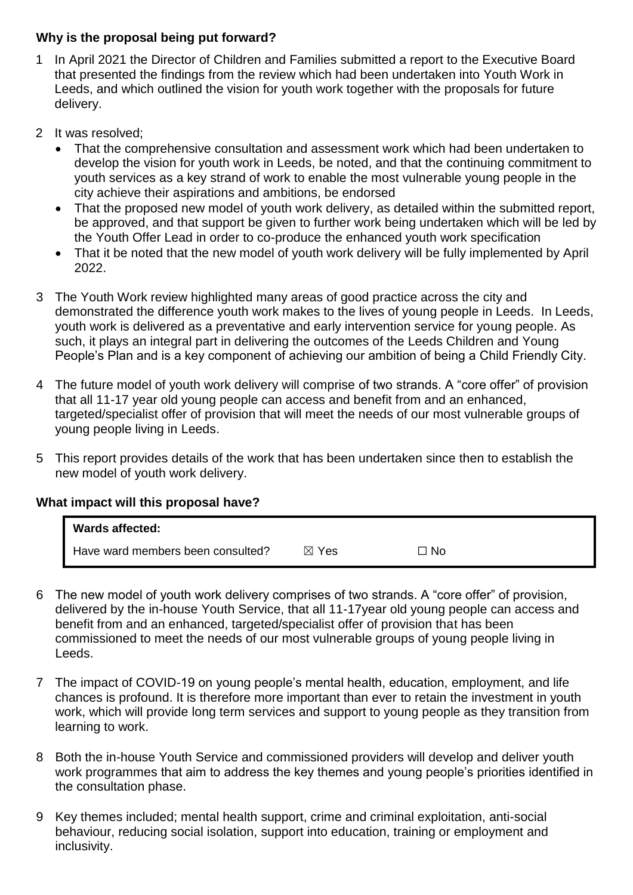**Why is the proposal being put forward?**

1 In April 2021 the Director of Children and Families submitted a report to the Executive Board that presented the findings from the review which had been undertaken into Youth Work in Leeds, and which outlined the vision for youth work together with the proposals for future delivery.

2 It was resolved;

- That the comprehensive consultation and assessment work which had been undertaken to develop the vision for youth work in Leeds, be noted, and that the continuing commitment to youth services as a key strand of work to enable the most vulnerable young people in the city achieve their aspirations and ambitions, be endorsed
- That the proposed new model of youth work delivery, as detailed within the submitted report, be approved, and that support be given to further work being undertaken which will be led by the Youth Offer Lead in order to co-produce the enhanced youth work specification
- That it be noted that the new model of youth work delivery will be fully implemented by April 2022.

3 The Youth Work review highlighted many areas of good practice across the city and demonstrated the difference youth work makes to the lives of young people in Leeds. In Leeds, youth work is delivered as a preventative and early intervention service for young people. As such, it plays an integral part in delivering the outcomes of the Leeds Children and Young People's Plan and is a key component of achieving our ambition of being a Child Friendly City.

4 The future model of youth work delivery will comprise of two strands. A "core offer" of provision that all 11-17 year old young people can access and benefit from and an enhanced, targeted/specialist offer of provision that will meet the needs of our most vulnerable groups of young people living in Leeds.

5 This report provides details of the work that has been undertaken since then to establish the new model of youth work delivery.

**What impact will this proposal have?**

| **Wards affected:** | | |
|---|---|---|
| Have ward members been consulted? | ☒ Yes | ☐ No |

6 The new model of youth work delivery comprises of two strands. A "core offer" of provision, delivered by the in-house Youth Service, that all 11-17year old young people can access and benefit from and an enhanced, targeted/specialist offer of provision that has been commissioned to meet the needs of our most vulnerable groups of young people living in Leeds.

7 The impact of COVID-19 on young people's mental health, education, employment, and life chances is profound. It is therefore more important than ever to retain the investment in youth work, which will provide long term services and support to young people as they transition from learning to work.

8 Both the in-house Youth Service and commissioned providers will develop and deliver youth work programmes that aim to address the key themes and young people's priorities identified in the consultation phase.

9 Key themes included; mental health support, crime and criminal exploitation, anti-social behaviour, reducing social isolation, support into education, training or employment and inclusivity.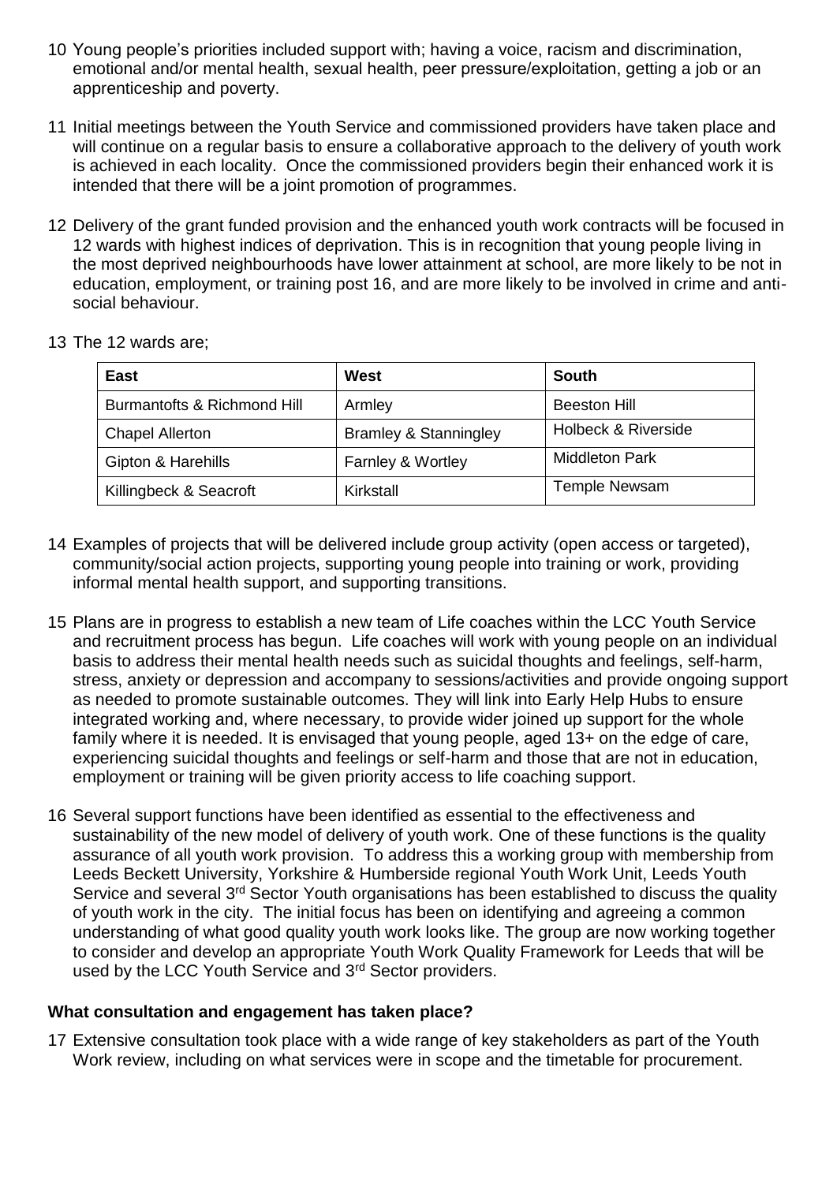10 Young people's priorities included support with; having a voice, racism and discrimination, emotional and/or mental health, sexual health, peer pressure/exploitation, getting a job or an apprenticeship and poverty.

11 Initial meetings between the Youth Service and commissioned providers have taken place and will continue on a regular basis to ensure a collaborative approach to the delivery of youth work is achieved in each locality. Once the commissioned providers begin their enhanced work it is intended that there will be a joint promotion of programmes.

12 Delivery of the grant funded provision and the enhanced youth work contracts will be focused in 12 wards with highest indices of deprivation. This is in recognition that young people living in the most deprived neighbourhoods have lower attainment at school, are more likely to be not in education, employment, or training post 16, and are more likely to be involved in crime and anti-social behaviour.

13 The 12 wards are;

| East | West | South |
|---|---|---|
| Burmantofts & Richmond Hill | Armley | Beeston Hill |
| Chapel Allerton | Bramley & Stanningley | Holbeck & Riverside |
| Gipton & Harehills | Farnley & Wortley | Middleton Park |
| Killingbeck & Seacroft | Kirkstall | Temple Newsam |

14 Examples of projects that will be delivered include group activity (open access or targeted), community/social action projects, supporting young people into training or work, providing informal mental health support, and supporting transitions.

15 Plans are in progress to establish a new team of Life coaches within the LCC Youth Service and recruitment process has begun. Life coaches will work with young people on an individual basis to address their mental health needs such as suicidal thoughts and feelings, self-harm, stress, anxiety or depression and accompany to sessions/activities and provide ongoing support as needed to promote sustainable outcomes. They will link into Early Help Hubs to ensure integrated working and, where necessary, to provide wider joined up support for the whole family where it is needed. It is envisaged that young people, aged 13+ on the edge of care, experiencing suicidal thoughts and feelings or self-harm and those that are not in education, employment or training will be given priority access to life coaching support.

16 Several support functions have been identified as essential to the effectiveness and sustainability of the new model of delivery of youth work. One of these functions is the quality assurance of all youth work provision. To address this a working group with membership from Leeds Beckett University, Yorkshire & Humberside regional Youth Work Unit, Leeds Youth Service and several 3rd Sector Youth organisations has been established to discuss the quality of youth work in the city. The initial focus has been on identifying and agreeing a common understanding of what good quality youth work looks like. The group are now working together to consider and develop an appropriate Youth Work Quality Framework for Leeds that will be used by the LCC Youth Service and 3rd Sector providers.

**What consultation and engagement has taken place?**

17 Extensive consultation took place with a wide range of key stakeholders as part of the Youth Work review, including on what services were in scope and the timetable for procurement.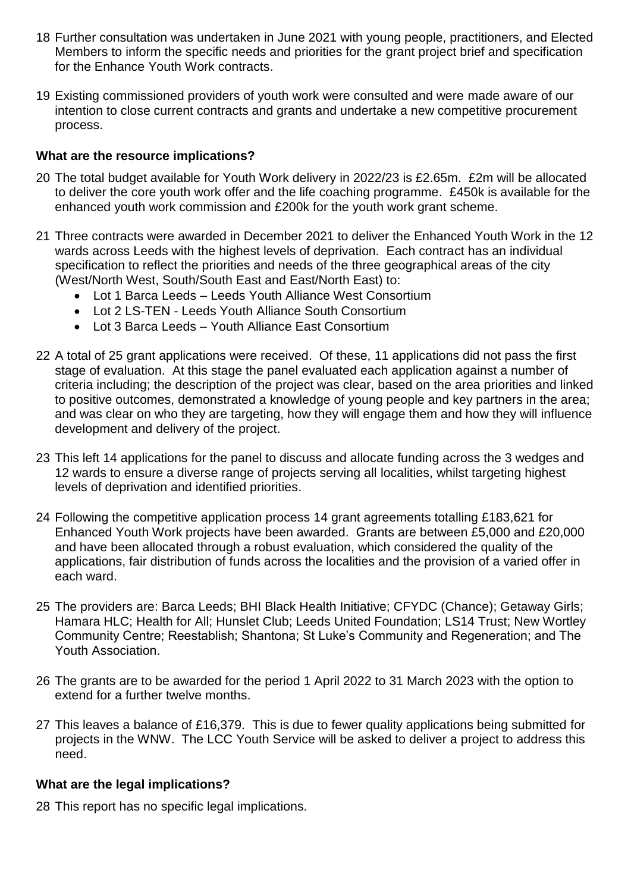18 Further consultation was undertaken in June 2021 with young people, practitioners, and Elected Members to inform the specific needs and priorities for the grant project brief and specification for the Enhance Youth Work contracts.

19 Existing commissioned providers of youth work were consulted and were made aware of our intention to close current contracts and grants and undertake a new competitive procurement process.

**What are the resource implications?**

20 The total budget available for Youth Work delivery in 2022/23 is £2.65m. £2m will be allocated to deliver the core youth work offer and the life coaching programme. £450k is available for the enhanced youth work commission and £200k for the youth work grant scheme.

21 Three contracts were awarded in December 2021 to deliver the Enhanced Youth Work in the 12 wards across Leeds with the highest levels of deprivation. Each contract has an individual specification to reflect the priorities and needs of the three geographical areas of the city (West/North West, South/South East and East/North East) to:

- Lot 1 Barca Leeds – Leeds Youth Alliance West Consortium
- Lot 2 LS-TEN - Leeds Youth Alliance South Consortium
- Lot 3 Barca Leeds – Youth Alliance East Consortium

22 A total of 25 grant applications were received. Of these, 11 applications did not pass the first stage of evaluation. At this stage the panel evaluated each application against a number of criteria including; the description of the project was clear, based on the area priorities and linked to positive outcomes, demonstrated a knowledge of young people and key partners in the area; and was clear on who they are targeting, how they will engage them and how they will influence development and delivery of the project.

23 This left 14 applications for the panel to discuss and allocate funding across the 3 wedges and 12 wards to ensure a diverse range of projects serving all localities, whilst targeting highest levels of deprivation and identified priorities.

24 Following the competitive application process 14 grant agreements totalling £183,621 for Enhanced Youth Work projects have been awarded. Grants are between £5,000 and £20,000 and have been allocated through a robust evaluation, which considered the quality of the applications, fair distribution of funds across the localities and the provision of a varied offer in each ward.

25 The providers are: Barca Leeds; BHI Black Health Initiative; CFYDC (Chance); Getaway Girls; Hamara HLC; Health for All; Hunslet Club; Leeds United Foundation; LS14 Trust; New Wortley Community Centre; Reestablish; Shantona; St Luke's Community and Regeneration; and The Youth Association.

26 The grants are to be awarded for the period 1 April 2022 to 31 March 2023 with the option to extend for a further twelve months.

27 This leaves a balance of £16,379. This is due to fewer quality applications being submitted for projects in the WNW. The LCC Youth Service will be asked to deliver a project to address this need.

**What are the legal implications?**

28 This report has no specific legal implications.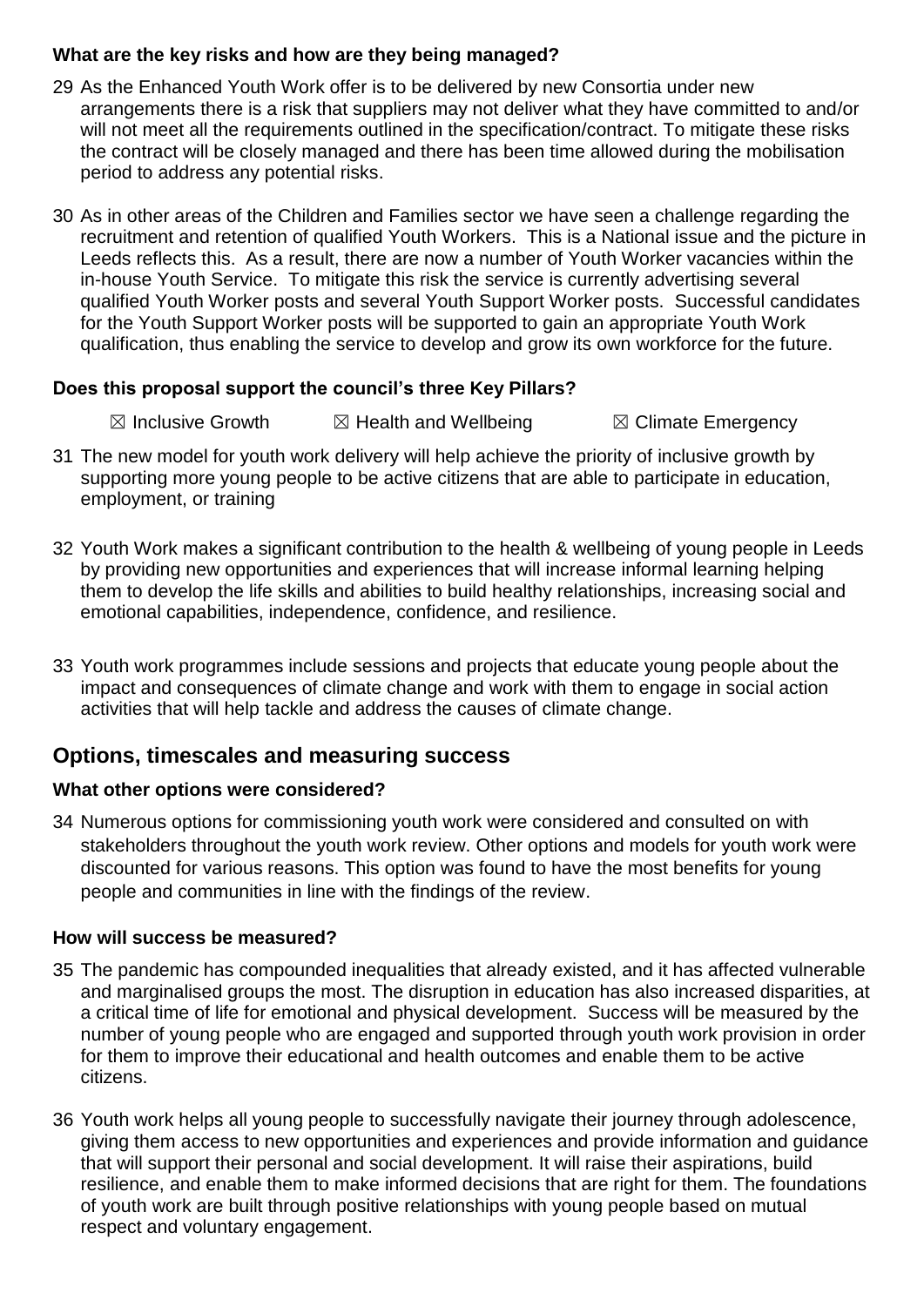**What are the key risks and how are they being managed?**

29 As the Enhanced Youth Work offer is to be delivered by new Consortia under new arrangements there is a risk that suppliers may not deliver what they have committed to and/or will not meet all the requirements outlined in the specification/contract. To mitigate these risks the contract will be closely managed and there has been time allowed during the mobilisation period to address any potential risks.

30 As in other areas of the Children and Families sector we have seen a challenge regarding the recruitment and retention of qualified Youth Workers. This is a National issue and the picture in Leeds reflects this. As a result, there are now a number of Youth Worker vacancies within the in-house Youth Service. To mitigate this risk the service is currently advertising several qualified Youth Worker posts and several Youth Support Worker posts. Successful candidates for the Youth Support Worker posts will be supported to gain an appropriate Youth Work qualification, thus enabling the service to develop and grow its own workforce for the future.

**Does this proposal support the council's three Key Pillars?**

☒ Inclusive Growth ☒ Health and Wellbeing ☒ Climate Emergency

31 The new model for youth work delivery will help achieve the priority of inclusive growth by supporting more young people to be active citizens that are able to participate in education, employment, or training

32 Youth Work makes a significant contribution to the health & wellbeing of young people in Leeds by providing new opportunities and experiences that will increase informal learning helping them to develop the life skills and abilities to build healthy relationships, increasing social and emotional capabilities, independence, confidence, and resilience.

33 Youth work programmes include sessions and projects that educate young people about the impact and consequences of climate change and work with them to engage in social action activities that will help tackle and address the causes of climate change.

## Options, timescales and measuring success

**What other options were considered?**

34 Numerous options for commissioning youth work were considered and consulted on with stakeholders throughout the youth work review. Other options and models for youth work were discounted for various reasons. This option was found to have the most benefits for young people and communities in line with the findings of the review.

**How will success be measured?**

35 The pandemic has compounded inequalities that already existed, and it has affected vulnerable and marginalised groups the most. The disruption in education has also increased disparities, at a critical time of life for emotional and physical development. Success will be measured by the number of young people who are engaged and supported through youth work provision in order for them to improve their educational and health outcomes and enable them to be active citizens.

36 Youth work helps all young people to successfully navigate their journey through adolescence, giving them access to new opportunities and experiences and provide information and guidance that will support their personal and social development. It will raise their aspirations, build resilience, and enable them to make informed decisions that are right for them. The foundations of youth work are built through positive relationships with young people based on mutual respect and voluntary engagement.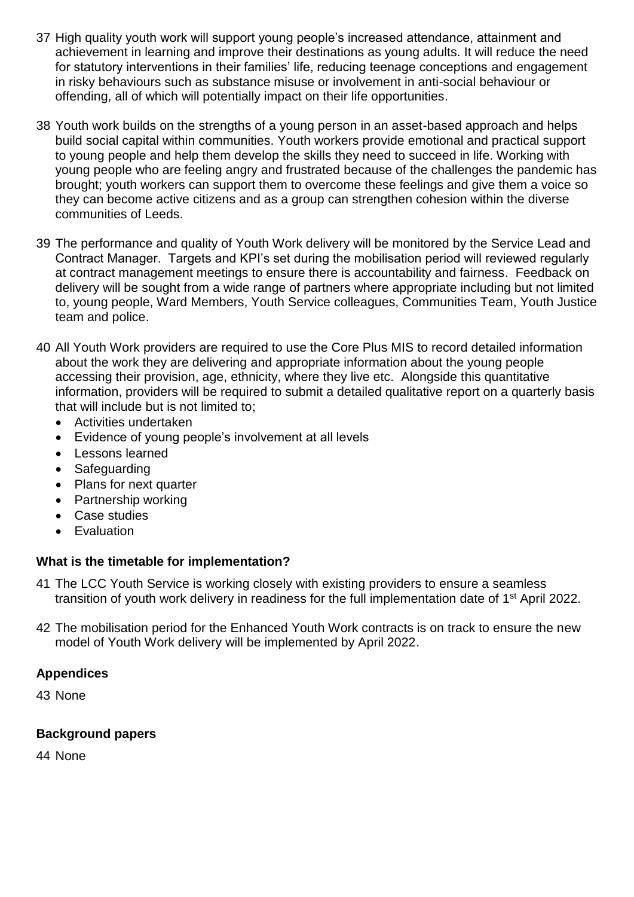37 High quality youth work will support young people's increased attendance, attainment and achievement in learning and improve their destinations as young adults. It will reduce the need for statutory interventions in their families' life, reducing teenage conceptions and engagement in risky behaviours such as substance misuse or involvement in anti-social behaviour or offending, all of which will potentially impact on their life opportunities.

38 Youth work builds on the strengths of a young person in an asset-based approach and helps build social capital within communities. Youth workers provide emotional and practical support to young people and help them develop the skills they need to succeed in life. Working with young people who are feeling angry and frustrated because of the challenges the pandemic has brought; youth workers can support them to overcome these feelings and give them a voice so they can become active citizens and as a group can strengthen cohesion within the diverse communities of Leeds.

39 The performance and quality of Youth Work delivery will be monitored by the Service Lead and Contract Manager. Targets and KPI's set during the mobilisation period will reviewed regularly at contract management meetings to ensure there is accountability and fairness. Feedback on delivery will be sought from a wide range of partners where appropriate including but not limited to, young people, Ward Members, Youth Service colleagues, Communities Team, Youth Justice team and police.

40 All Youth Work providers are required to use the Core Plus MIS to record detailed information about the work they are delivering and appropriate information about the young people accessing their provision, age, ethnicity, where they live etc. Alongside this quantitative information, providers will be required to submit a detailed qualitative report on a quarterly basis that will include but is not limited to;

- Activities undertaken
- Evidence of young people's involvement at all levels
- Lessons learned
- Safeguarding
- Plans for next quarter
- Partnership working
- Case studies
- Evaluation

**What is the timetable for implementation?**

41 The LCC Youth Service is working closely with existing providers to ensure a seamless transition of youth work delivery in readiness for the full implementation date of 1st April 2022.

42 The mobilisation period for the Enhanced Youth Work contracts is on track to ensure the new model of Youth Work delivery will be implemented by April 2022.

**Appendices**

43 None

**Background papers**

44 None